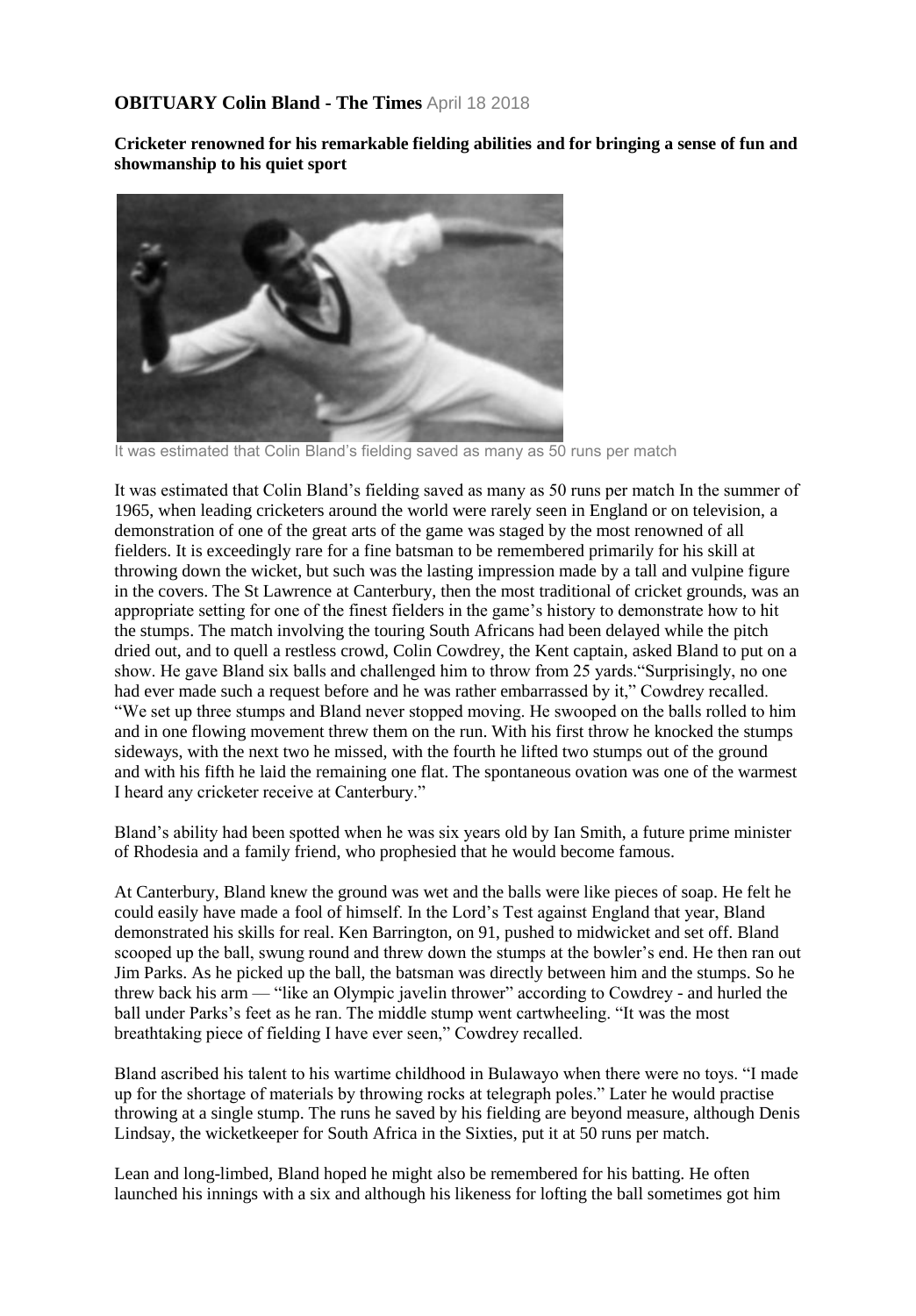**OBITUARY Colin Bland - The Times** April 18 2018

**Cricketer renowned for his remarkable fielding abilities and for bringing a sense of fun and showmanship to his quiet sport**

It was estimated that Colin Bland's fielding saved as many as 50 runs per match

It was estimated that Colin Bland's fielding saved as many as 50 runs per match In the summer of 1965, when leading cricketers around the world were rarely seen in England or on television, a demonstration of one of the great arts of the game was staged by the most renowned of all fielders. It is exceedingly rare for a fine batsman to be remembered primarily for his skill at throwing down the wicket, but such was the lasting impression made by a tall and vulpine figure in the covers. The St Lawrence at Canterbury, then the most traditional of cricket grounds, was an appropriate setting for one of the finest fielders in the game's history to demonstrate how to hit the stumps. The match involving the touring South Africans had been delayed while the pitch dried out, and to quell a restless crowd, Colin Cowdrey, the Kent captain, asked Bland to put on a show. He gave Bland six balls and challenged him to throw from 25 yards."Surprisingly, no one had ever made such a request before and he was rather embarrassed by it," Cowdrey recalled. "We set up three stumps and Bland never stopped moving. He swooped on the balls rolled to him and in one flowing movement threw them on the run. With his first throw he knocked the stumps sideways, with the next two he missed, with the fourth he lifted two stumps out of the ground and with his fifth he laid the remaining one flat. The spontaneous ovation was one of the warmest I heard any cricketer receive at Canterbury."

Bland's ability had been spotted when he was six years old by Ian Smith, a future prime minister of Rhodesia and a family friend, who prophesied that he would become famous.

At Canterbury, Bland knew the ground was wet and the balls were like pieces of soap. He felt he could easily have made a fool of himself. In the Lord's Test against England that year, Bland demonstrated his skills for real. Ken Barrington, on 91, pushed to midwicket and set off. Bland scooped up the ball, swung round and threw down the stumps at the bowler's end. He then ran out Jim Parks. As he picked up the ball, the batsman was directly between him and the stumps. So he threw back his arm — "like an Olympic javelin thrower" according to Cowdrey - and hurled the ball under Parks's feet as he ran. The middle stump went cartwheeling. "It was the most breathtaking piece of fielding I have ever seen," Cowdrey recalled.

Bland ascribed his talent to his wartime childhood in Bulawayo when there were no toys. "I made up for the shortage of materials by throwing rocks at telegraph poles." Later he would practise throwing at a single stump. The runs he saved by his fielding are beyond measure, although Denis Lindsay, the wicketkeeper for South Africa in the Sixties, put it at 50 runs per match.

Lean and long-limbed, Bland hoped he might also be remembered for his batting. He often launched his innings with a six and although his likeness for lofting the ball sometimes got him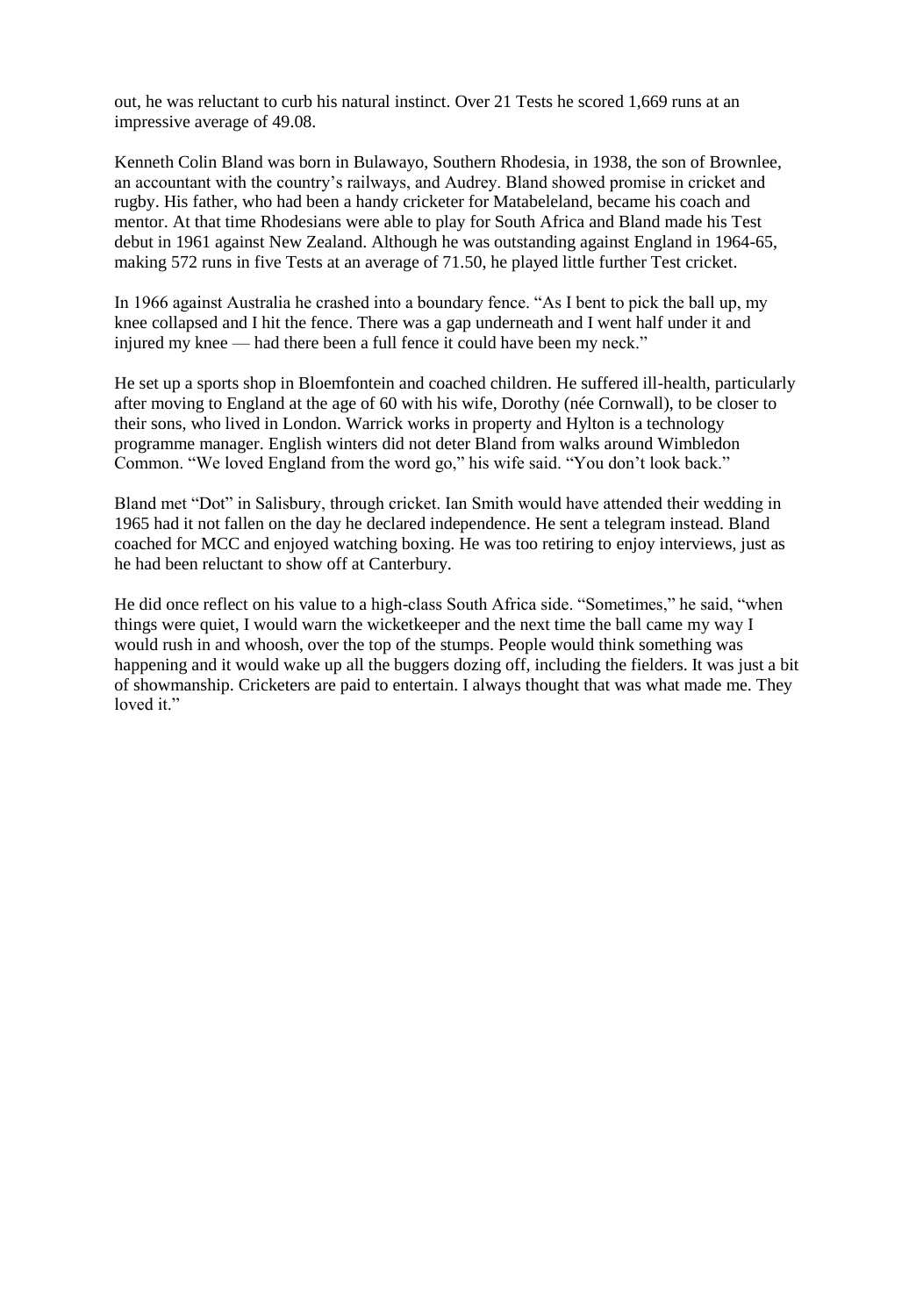out, he was reluctant to curb his natural instinct. Over 21 Tests he scored 1,669 runs at an impressive average of 49.08.

Kenneth Colin Bland was born in Bulawayo, Southern Rhodesia, in 1938, the son of Brownlee, an accountant with the country's railways, and Audrey. Bland showed promise in cricket and rugby. His father, who had been a handy cricketer for Matabeleland, became his coach and mentor. At that time Rhodesians were able to play for South Africa and Bland made his Test debut in 1961 against New Zealand. Although he was outstanding against England in 1964-65, making 572 runs in five Tests at an average of 71.50, he played little further Test cricket.

In 1966 against Australia he crashed into a boundary fence. "As I bent to pick the ball up, my knee collapsed and I hit the fence. There was a gap underneath and I went half under it and injured my knee — had there been a full fence it could have been my neck."

He set up a sports shop in Bloemfontein and coached children. He suffered ill-health, particularly after moving to England at the age of 60 with his wife, Dorothy (née Cornwall), to be closer to their sons, who lived in London. Warrick works in property and Hylton is a technology programme manager. English winters did not deter Bland from walks around Wimbledon Common. "We loved England from the word go," his wife said. "You don't look back."

Bland met "Dot" in Salisbury, through cricket. Ian Smith would have attended their wedding in 1965 had it not fallen on the day he declared independence. He sent a telegram instead. Bland coached for MCC and enjoyed watching boxing. He was too retiring to enjoy interviews, just as he had been reluctant to show off at Canterbury.

He did once reflect on his value to a high-class South Africa side. "Sometimes," he said, "when things were quiet, I would warn the wicketkeeper and the next time the ball came my way I would rush in and whoosh, over the top of the stumps. People would think something was happening and it would wake up all the buggers dozing off, including the fielders. It was just a bit of showmanship. Cricketers are paid to entertain. I always thought that was what made me. They loved it."